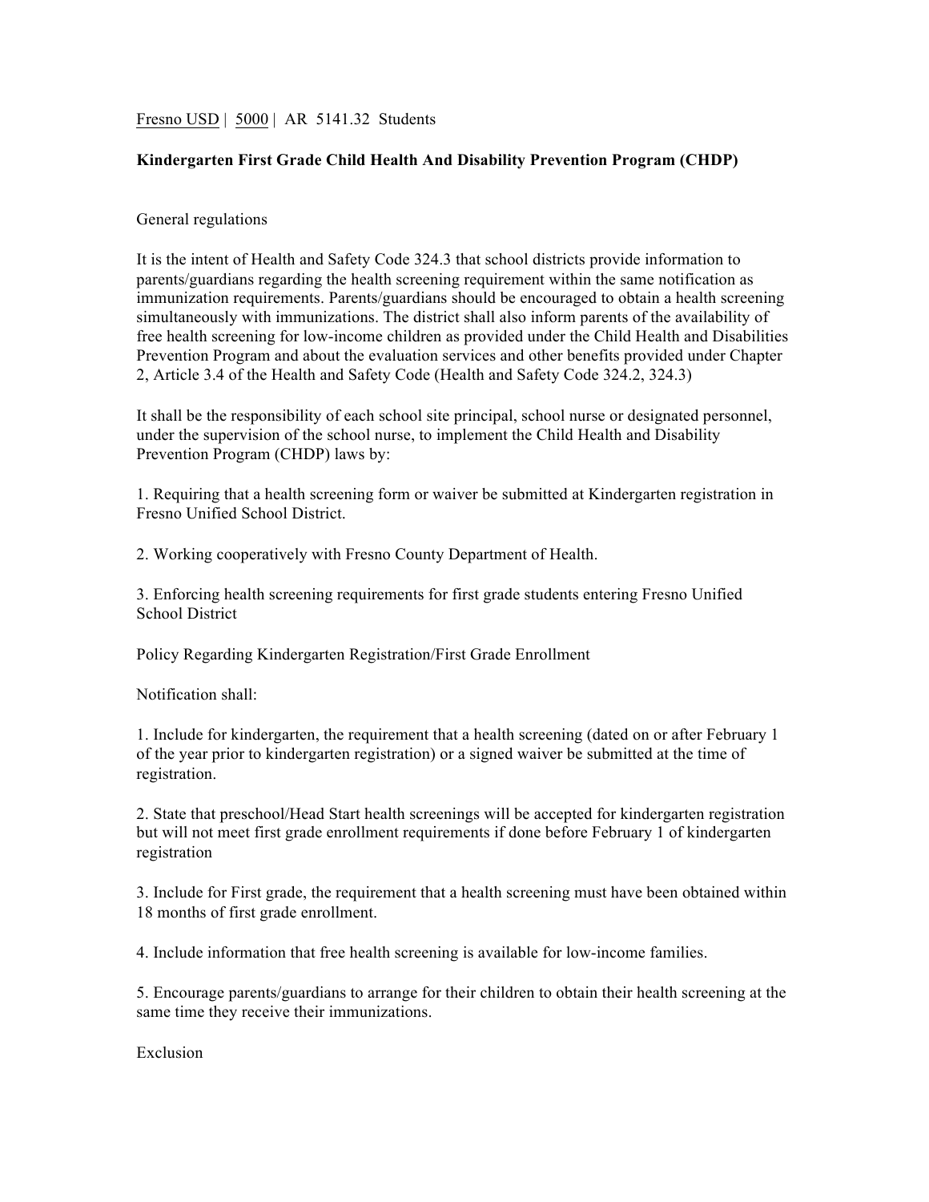Fresno USD | 5000 | AR 5141.32 Students

**Kindergarten First Grade Child Health And Disability Prevention Program (CHDP)**

General regulations

It is the intent of Health and Safety Code 324.3 that school districts provide information to parents/guardians regarding the health screening requirement within the same notification as immunization requirements. Parents/guardians should be encouraged to obtain a health screening simultaneously with immunizations. The district shall also inform parents of the availability of free health screening for low-income children as provided under the Child Health and Disabilities Prevention Program and about the evaluation services and other benefits provided under Chapter 2, Article 3.4 of the Health and Safety Code (Health and Safety Code 324.2, 324.3)

It shall be the responsibility of each school site principal, school nurse or designated personnel, under the supervision of the school nurse, to implement the Child Health and Disability Prevention Program (CHDP) laws by:

1. Requiring that a health screening form or waiver be submitted at Kindergarten registration in Fresno Unified School District.

2. Working cooperatively with Fresno County Department of Health.

3. Enforcing health screening requirements for first grade students entering Fresno Unified School District

Policy Regarding Kindergarten Registration/First Grade Enrollment

Notification shall:

1. Include for kindergarten, the requirement that a health screening (dated on or after February 1 of the year prior to kindergarten registration) or a signed waiver be submitted at the time of registration.

2. State that preschool/Head Start health screenings will be accepted for kindergarten registration but will not meet first grade enrollment requirements if done before February 1 of kindergarten registration

3. Include for First grade, the requirement that a health screening must have been obtained within 18 months of first grade enrollment.

4. Include information that free health screening is available for low-income families.

5. Encourage parents/guardians to arrange for their children to obtain their health screening at the same time they receive their immunizations.

Exclusion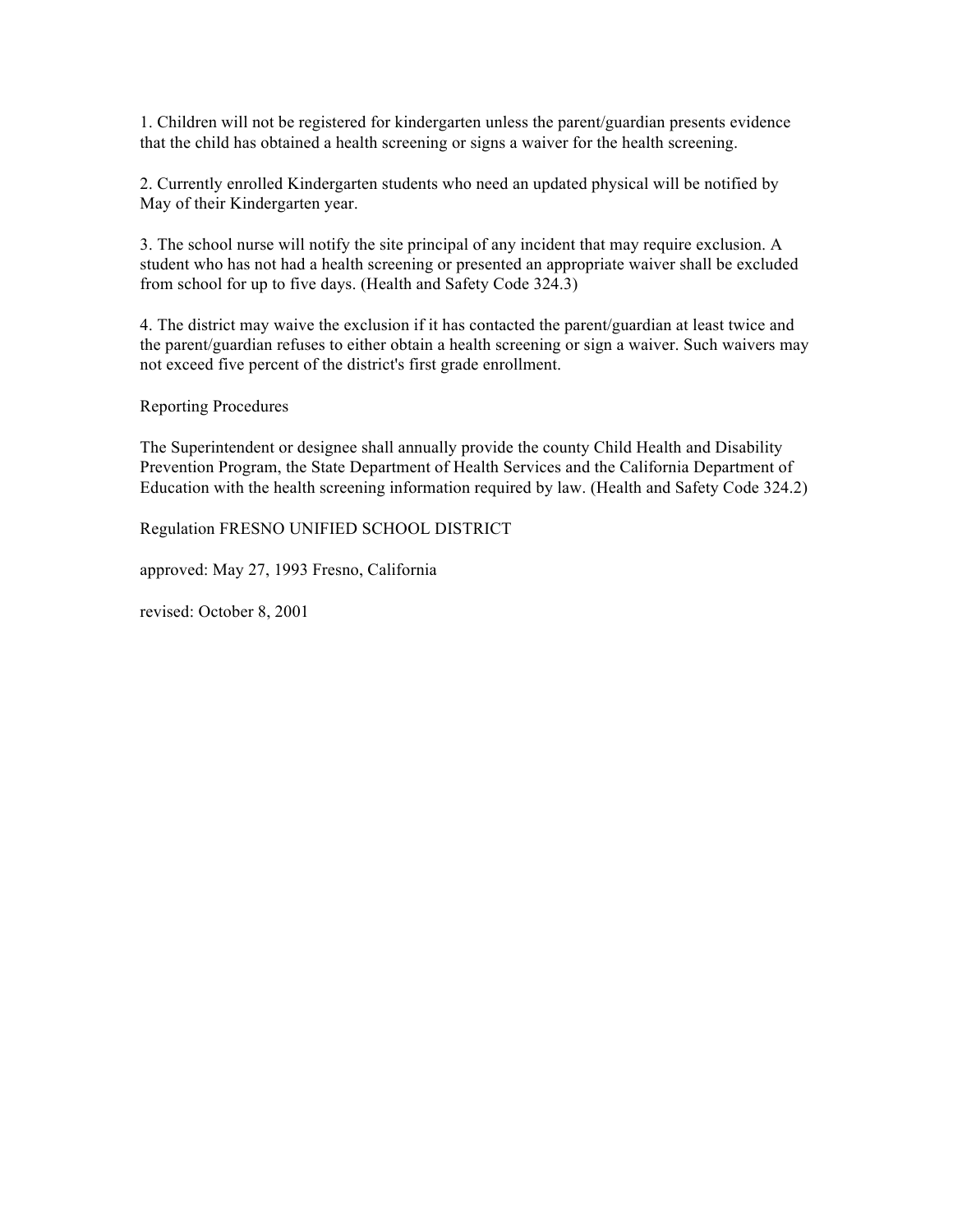1. Children will not be registered for kindergarten unless the parent/guardian presents evidence that the child has obtained a health screening or signs a waiver for the health screening.

2. Currently enrolled Kindergarten students who need an updated physical will be notified by May of their Kindergarten year.

3. The school nurse will notify the site principal of any incident that may require exclusion. A student who has not had a health screening or presented an appropriate waiver shall be excluded from school for up to five days. (Health and Safety Code 324.3)

4. The district may waive the exclusion if it has contacted the parent/guardian at least twice and the parent/guardian refuses to either obtain a health screening or sign a waiver. Such waivers may not exceed five percent of the district's first grade enrollment.

## Reporting Procedures

The Superintendent or designee shall annually provide the county Child Health and Disability Prevention Program, the State Department of Health Services and the California Department of Education with the health screening information required by law. (Health and Safety Code 324.2)

Regulation FRESNO UNIFIED SCHOOL DISTRICT

approved: May 27, 1993 Fresno, California

revised: October 8, 2001